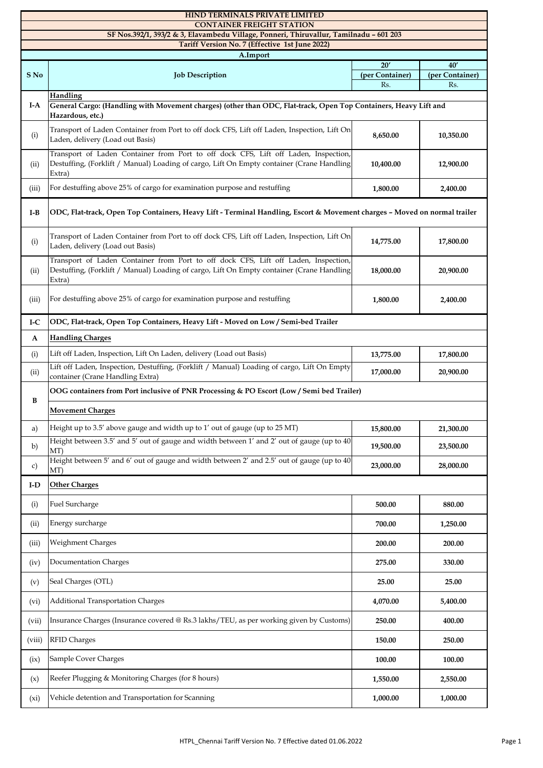# HIND TERMINALS PRIVATE LIMITED

## CONTAINER FREIGHT STATION

**SF Nos.392/1, 393/2 & 3, Elavambedu Village, Ponneri, Thiruvallur, Tamilnadu – 601 203**

**Tariff Version No. 7 (Effective 1st June 2022)**

### A.Import

| S No | Job Description | 20′ (per Container) Rs. | 40′ (per Container) Rs. |
|---|---|---|---|
| | **Handling** | | |
| **I-A** | **General Cargo: (Handling with Movement charges) (other than ODC, Flat-track, Open Top Containers, Heavy Lift and Hazardous, etc.)** | | |
| (i) | Transport of Laden Container from Port to off dock CFS, Lift off Laden, Inspection, Lift On Laden, delivery (Load out Basis) | **8,650.00** | **10,350.00** |
| (ii) | Transport of Laden Container from Port to off dock CFS, Lift off Laden, Inspection, Destuffing, (Forklift / Manual) Loading of cargo, Lift On Empty container (Crane Handling Extra) | **10,400.00** | **12,900.00** |
| (iii) | For destuffing above 25% of cargo for examination purpose and restuffing | **1,800.00** | **2,400.00** |
| **I-B** | **ODC, Flat-track, Open Top Containers, Heavy Lift - Terminal Handling, Escort & Movement charges – Moved on normal trailer** | | |
| (i) | Transport of Laden Container from Port to off dock CFS, Lift off Laden, Inspection, Lift On Laden, delivery (Load out Basis) | **14,775.00** | **17,800.00** |
| (ii) | Transport of Laden Container from Port to off dock CFS, Lift off Laden, Inspection, Destuffing, (Forklift / Manual) Loading of cargo, Lift On Empty container (Crane Handling Extra) | **18,000.00** | **20,900.00** |
| (iii) | For destuffing above 25% of cargo for examination purpose and restuffing | **1,800.00** | **2,400.00** |
| **I-C** | **ODC, Flat-track, Open Top Containers, Heavy Lift - Moved on Low / Semi-bed Trailer** | | |
| **A** | **Handling Charges** | | |
| (i) | Lift off Laden, Inspection, Lift On Laden, delivery (Load out Basis) | **13,775.00** | **17,800.00** |
| (ii) | Lift off Laden, Inspection, Destuffing, (Forklift / Manual) Loading of cargo, Lift On Empty container (Crane Handling Extra) | **17,000.00** | **20,900.00** |
| **B** | **OOG containers from Port inclusive of PNR Processing & PO Escort (Low / Semi bed Trailer)** | | |
| | **Movement Charges** | | |
| a) | Height up to 3.5′ above gauge and width up to 1′ out of gauge (up to 25 MT) | **15,800.00** | **21,300.00** |
| b) | Height between 3.5′ and 5′ out of gauge and width between 1′ and 2′ out of gauge (up to 40 MT) | **19,500.00** | **23,500.00** |
| c) | Height between 5′ and 6′ out of gauge and width between 2′ and 2.5′ out of gauge (up to 40 MT) | **23,000.00** | **28,000.00** |
| **I-D** | **Other Charges** | | |
| (i) | Fuel Surcharge | **500.00** | **880.00** |
| (ii) | Energy surcharge | **700.00** | **1,250.00** |
| (iii) | Weighment Charges | **200.00** | **200.00** |
| (iv) | Documentation Charges | **275.00** | **330.00** |
| (v) | Seal Charges (OTL) | **25.00** | **25.00** |
| (vi) | Additional Transportation Charges | **4,070.00** | **5,400.00** |
| (vii) | Insurance Charges (Insurance covered @ Rs.3 lakhs/TEU, as per working given by Customs) | **250.00** | **400.00** |
| (viii) | RFID Charges | **150.00** | **250.00** |
| (ix) | Sample Cover Charges | **100.00** | **100.00** |
| (x) | Reefer Plugging & Monitoring Charges (for 8 hours) | **1,550.00** | **2,550.00** |
| (xi) | Vehicle detention and Transportation for Scanning | **1,000.00** | **1,000.00** |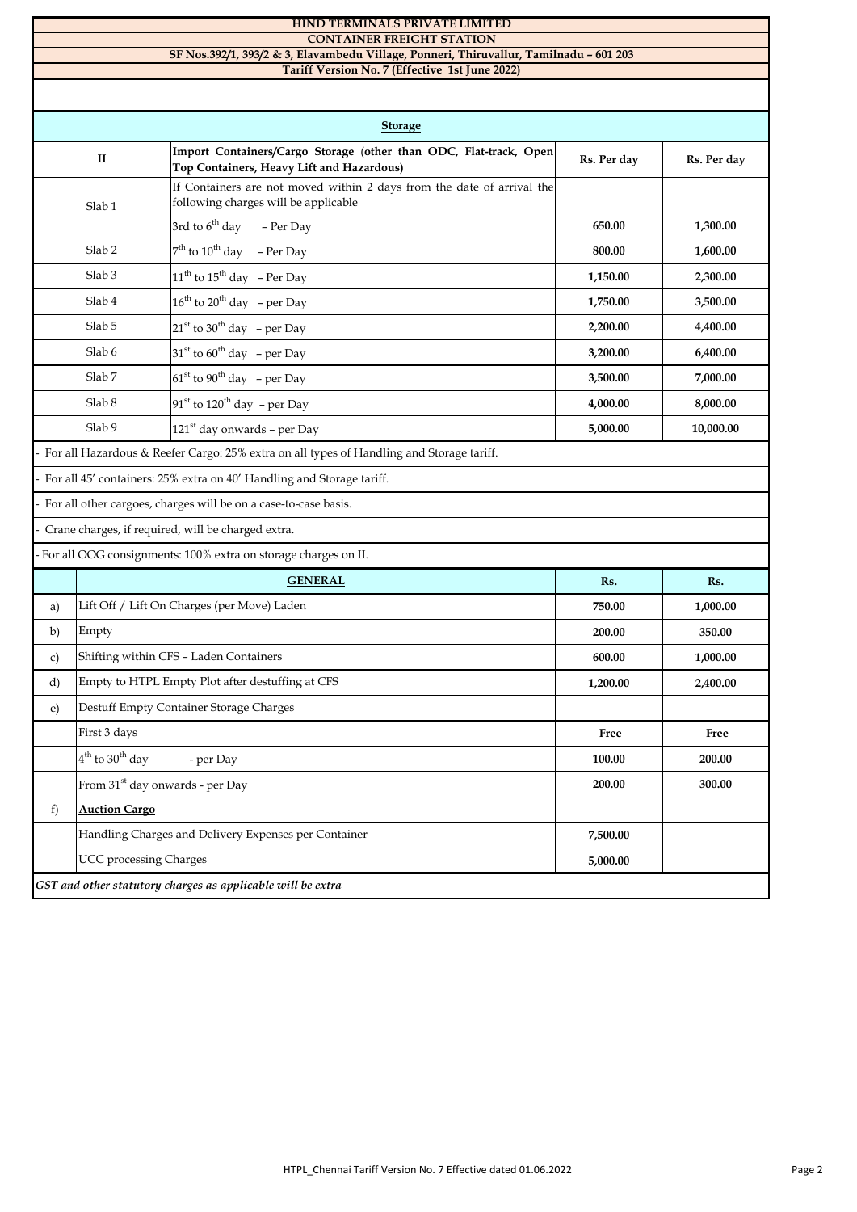**HIND TERMINALS PRIVATE LIMITED**

**CONTAINER FREIGHT STATION**

**SF Nos.392/1, 393/2 & 3, Elavambedu Village, Ponneri, Thiruvallur, Tamilnadu – 601 203**

**Tariff Version No. 7 (Effective 1st June 2022)**

| **Storage** | | | |
|---|---|---|---|
| **II** | **Import Containers/Cargo Storage (other than ODC, Flat-track, Open Top Containers, Heavy Lift and Hazardous)** | **Rs. Per day** | **Rs. Per day** |
| Slab 1 | If Containers are not moved within 2 days from the date of arrival the following charges will be applicable | | |
| | 3rd to 6th day – Per Day | **650.00** | **1,300.00** |
| Slab 2 | 7th to 10th day – Per Day | **800.00** | **1,600.00** |
| Slab 3 | 11th to 15th day – Per Day | **1,150.00** | **2,300.00** |
| Slab 4 | 16th to 20th day – per Day | **1,750.00** | **3,500.00** |
| Slab 5 | 21st to 30th day – per Day | **2,200.00** | **4,400.00** |
| Slab 6 | 31st to 60th day – per Day | **3,200.00** | **6,400.00** |
| Slab 7 | 61st to 90th day – per Day | **3,500.00** | **7,000.00** |
| Slab 8 | 91st to 120th day – per Day | **4,000.00** | **8,000.00** |
| Slab 9 | 121st day onwards – per Day | **5,000.00** | **10,000.00** |

- For all Hazardous & Reefer Cargo: 25% extra on all types of Handling and Storage tariff.
- For all 45' containers: 25% extra on 40' Handling and Storage tariff.
- For all other cargoes, charges will be on a case-to-case basis.
- Crane charges, if required, will be charged extra.
- For all OOG consignments: 100% extra on storage charges on II.

| | **GENERAL** | **Rs.** | **Rs.** |
|---|---|---|---|
| a) | Lift Off / Lift On Charges (per Move) Laden | **750.00** | **1,000.00** |
| b) | Empty | **200.00** | **350.00** |
| c) | Shifting within CFS – Laden Containers | **600.00** | **1,000.00** |
| d) | Empty to HTPL Empty Plot after destuffing at CFS | **1,200.00** | **2,400.00** |
| e) | Destuff Empty Container Storage Charges | | |
| | First 3 days | **Free** | **Free** |
| | 4th to 30th day - per Day | **100.00** | **200.00** |
| | From 31st day onwards - per Day | **200.00** | **300.00** |
| f) | **Auction Cargo** | | |
| | Handling Charges and Delivery Expenses per Container | **7,500.00** | |
| | UCC processing Charges | **5,000.00** | |

***GST and other statutory charges as applicable will be extra***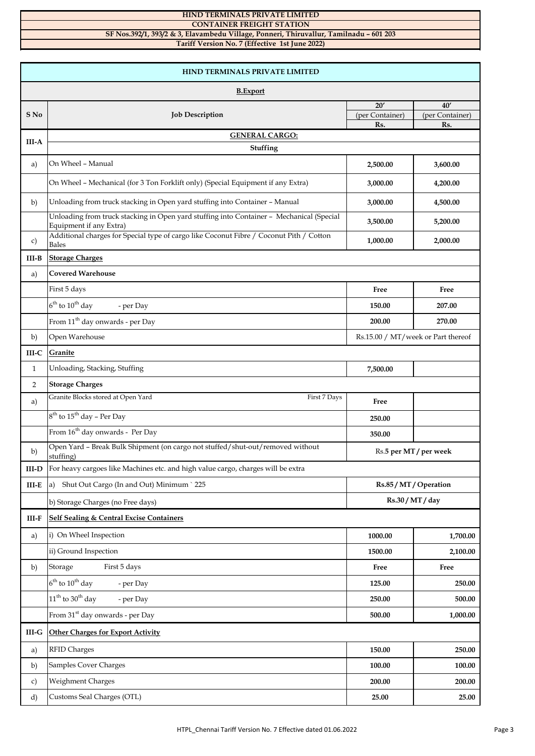**HIND TERMINALS PRIVATE LIMITED**

**CONTAINER FREIGHT STATION**

**SF Nos.392/1, 393/2 & 3, Elavambedu Village, Ponneri, Thiruvallur, Tamilnadu – 601 203**

**Tariff Version No. 7 (Effective 1st June 2022)**

## HIND TERMINALS PRIVATE LIMITED

### B.Export

| S No | Job Description | 20′ (per Container) Rs. | 40′ (per Container) Rs. |
|---|---|---|---|
| III-A | **GENERAL CARGO:** | | |
| | **Stuffing** | | |
| a) | On Wheel – Manual | **2,500.00** | **3,600.00** |
| | On Wheel – Mechanical (for 3 Ton Forklift only) (Special Equipment if any Extra) | **3,000.00** | **4,200.00** |
| b) | Unloading from truck stacking in Open yard stuffing into Container – Manual | **3,000.00** | **4,500.00** |
| | Unloading from truck stacking in Open yard stuffing into Container – Mechanical (Special Equipment if any Extra) | **3,500.00** | **5,200.00** |
| c) | Additional charges for Special type of cargo like Coconut Fibre / Coconut Pith / Cotton Bales | **1,000.00** | **2,000.00** |
| III-B | **Storage Charges** | | |
| a) | **Covered Warehouse** | | |
| | First 5 days | **Free** | **Free** |
| | 6th to 10th day - per Day | **150.00** | **207.00** |
| | From 11th day onwards - per Day | **200.00** | **270.00** |
| b) | Open Warehouse | Rs.15.00 / MT/week or Part thereof | |
| III-C | **Granite** | | |
| 1 | Unloading, Stacking, Stuffing | **7,500.00** | |
| 2 | **Storage Charges** | | |
| a) | Granite Blocks stored at Open Yard First 7 Days | **Free** | |
| | 8th to 15th day – Per Day | **250.00** | |
| | From 16th day onwards - Per Day | **350.00** | |
| b) | Open Yard – Break Bulk Shipment (on cargo not stuffed/shut-out/removed without stuffing) | Rs.**5 per MT / per week** | |
| III-D | For heavy cargoes like Machines etc. and high value cargo, charges will be extra | | |
| III-E | a) Shut Out Cargo (In and Out) Minimum ` 225 | **Rs.85 / MT / Operation** | |
| | b) Storage Charges (no Free days) | **Rs.30 / MT / day** | |
| III-F | **Self Sealing & Central Excise Containers** | | |
| a) | i) On Wheel Inspection | **1000.00** | **1,700.00** |
| | ii) Ground Inspection | **1500.00** | **2,100.00** |
| b) | Storage First 5 days | **Free** | **Free** |
| | 6th to 10th day - per Day | **125.00** | **250.00** |
| | 11th to 30th day - per Day | **250.00** | **500.00** |
| | From 31st day onwards - per Day | **500.00** | **1,000.00** |
| III-G | **Other Charges for Export Activity** | | |
| a) | RFID Charges | **150.00** | **250.00** |
| b) | Samples Cover Charges | **100.00** | **100.00** |
| c) | Weighment Charges | **200.00** | **200.00** |
| d) | Customs Seal Charges (OTL) | **25.00** | **25.00** |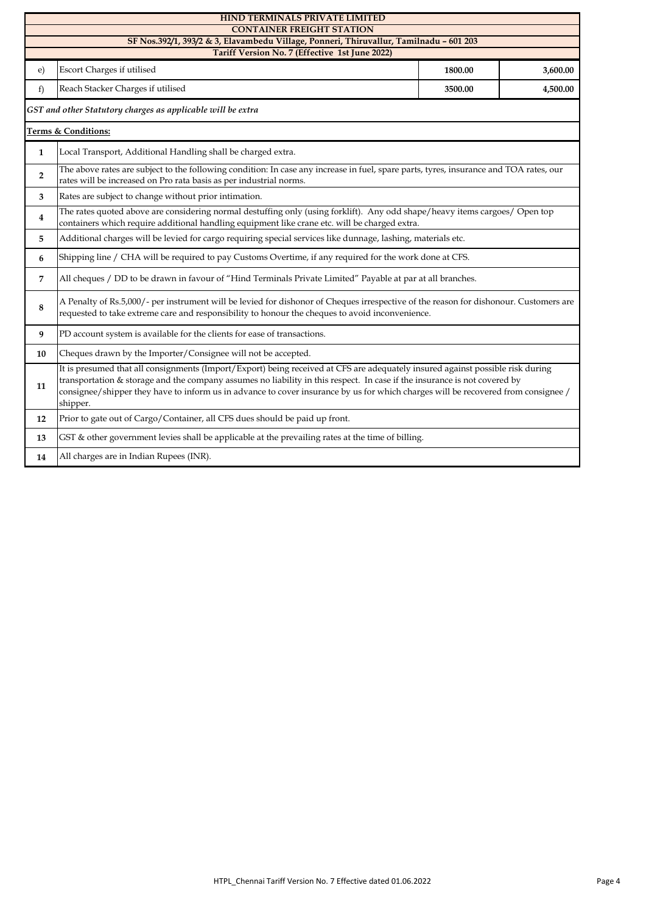# HIND TERMINALS PRIVATE LIMITED

## CONTAINER FREIGHT STATION

**SF Nos.392/1, 393/2 & 3, Elavambedu Village, Ponneri, Thiruvallur, Tamilnadu – 601 203**

**Tariff Version No. 7 (Effective 1st June 2022)**

| | | | |
|---|---|---|---|
| e) | Escort Charges if utilised | 1800.00 | 3,600.00 |
| f) | Reach Stacker Charges if utilised | 3500.00 | 4,500.00 |

*GST and other Statutory charges as applicable will be extra*

**Terms & Conditions:**

| | |
|---|---|
| 1 | Local Transport, Additional Handling shall be charged extra. |
| 2 | The above rates are subject to the following condition: In case any increase in fuel, spare parts, tyres, insurance and TOA rates, our rates will be increased on Pro rata basis as per industrial norms. |
| 3 | Rates are subject to change without prior intimation. |
| 4 | The rates quoted above are considering normal destuffing only (using forklift). Any odd shape/heavy items cargoes/ Open top containers which require additional handling equipment like crane etc. will be charged extra. |
| 5 | Additional charges will be levied for cargo requiring special services like dunnage, lashing, materials etc. |
| 6 | Shipping line / CHA will be required to pay Customs Overtime, if any required for the work done at CFS. |
| 7 | All cheques / DD to be drawn in favour of "Hind Terminals Private Limited" Payable at par at all branches. |
| 8 | A Penalty of Rs.5,000/- per instrument will be levied for dishonor of Cheques irrespective of the reason for dishonour. Customers are requested to take extreme care and responsibility to honour the cheques to avoid inconvenience. |
| 9 | PD account system is available for the clients for ease of transactions. |
| 10 | Cheques drawn by the Importer/Consignee will not be accepted. |
| 11 | It is presumed that all consignments (Import/Export) being received at CFS are adequately insured against possible risk during transportation & storage and the company assumes no liability in this respect. In case if the insurance is not covered by consignee/shipper they have to inform us in advance to cover insurance by us for which charges will be recovered from consignee / shipper. |
| 12 | Prior to gate out of Cargo/Container, all CFS dues should be paid up front. |
| 13 | GST & other government levies shall be applicable at the prevailing rates at the time of billing. |
| 14 | All charges are in Indian Rupees (INR). |